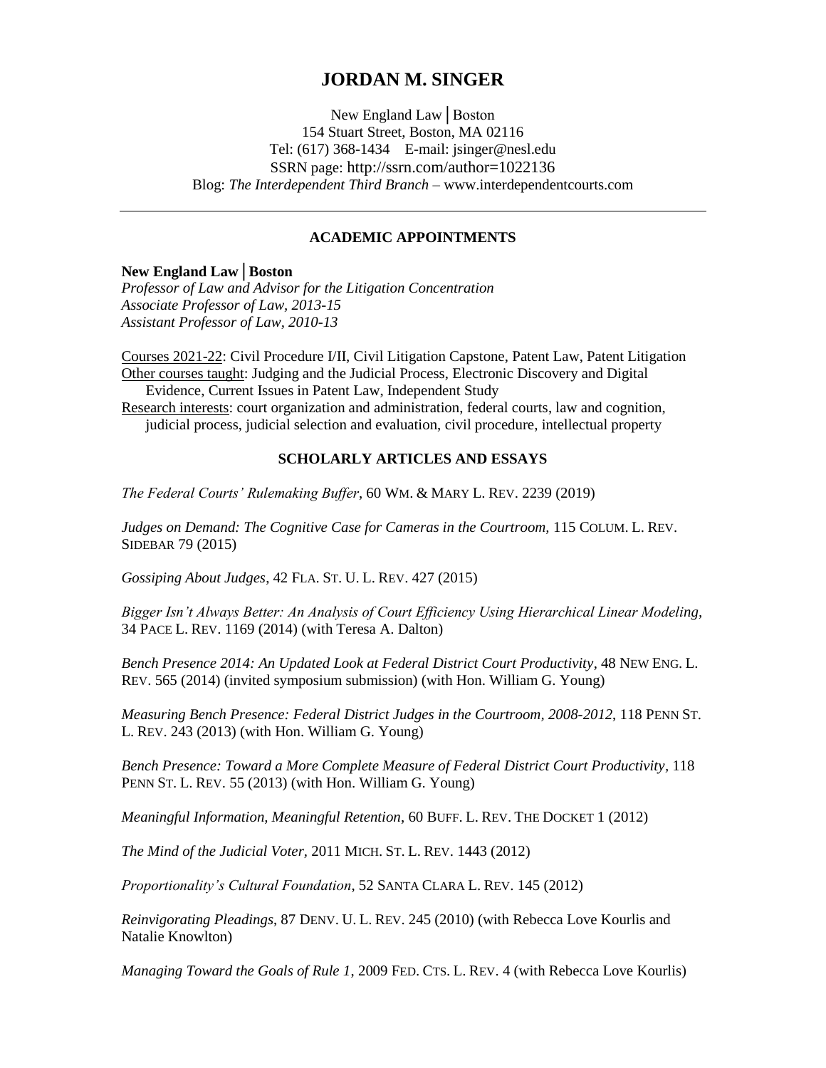# JORDAN M. SINGER

New England Law | Boston
154 Stuart Street, Boston, MA 02116
Tel: (617) 368-1434 E-mail: jsinger@nesl.edu
SSRN page: http://ssrn.com/author=1022136
Blog: *The Interdependent Third Branch* – www.interdependentcourts.com

---

## ACADEMIC APPOINTMENTS

**New England Law | Boston**
*Professor of Law and Advisor for the Litigation Concentration*
*Associate Professor of Law, 2013-15*
*Assistant Professor of Law, 2010-13*

Courses 2021-22: Civil Procedure I/II, Civil Litigation Capstone, Patent Law, Patent Litigation
Other courses taught: Judging and the Judicial Process, Electronic Discovery and Digital Evidence, Current Issues in Patent Law, Independent Study
Research interests: court organization and administration, federal courts, law and cognition, judicial process, judicial selection and evaluation, civil procedure, intellectual property

## SCHOLARLY ARTICLES AND ESSAYS

*The Federal Courts' Rulemaking Buffer*, 60 WM. & MARY L. REV. 2239 (2019)

*Judges on Demand: The Cognitive Case for Cameras in the Courtroom,* 115 COLUM. L. REV. SIDEBAR 79 (2015)

*Gossiping About Judges*, 42 FLA. ST. U. L. REV. 427 (2015)

*Bigger Isn't Always Better: An Analysis of Court Efficiency Using Hierarchical Linear Modeling*, 34 PACE L. REV. 1169 (2014) (with Teresa A. Dalton)

*Bench Presence 2014: An Updated Look at Federal District Court Productivity*, 48 NEW ENG. L. REV. 565 (2014) (invited symposium submission) (with Hon. William G. Young)

*Measuring Bench Presence: Federal District Judges in the Courtroom, 2008-2012*, 118 PENN ST. L. REV. 243 (2013) (with Hon. William G. Young)

*Bench Presence: Toward a More Complete Measure of Federal District Court Productivity*, 118 PENN ST. L. REV. 55 (2013) (with Hon. William G. Young)

*Meaningful Information, Meaningful Retention*, 60 BUFF. L. REV. THE DOCKET 1 (2012)

*The Mind of the Judicial Voter,* 2011 MICH. ST. L. REV. 1443 (2012)

*Proportionality's Cultural Foundation*, 52 SANTA CLARA L. REV. 145 (2012)

*Reinvigorating Pleadings*, 87 DENV. U. L. REV. 245 (2010) (with Rebecca Love Kourlis and Natalie Knowlton)

*Managing Toward the Goals of Rule 1*, 2009 FED. CTS. L. REV. 4 (with Rebecca Love Kourlis)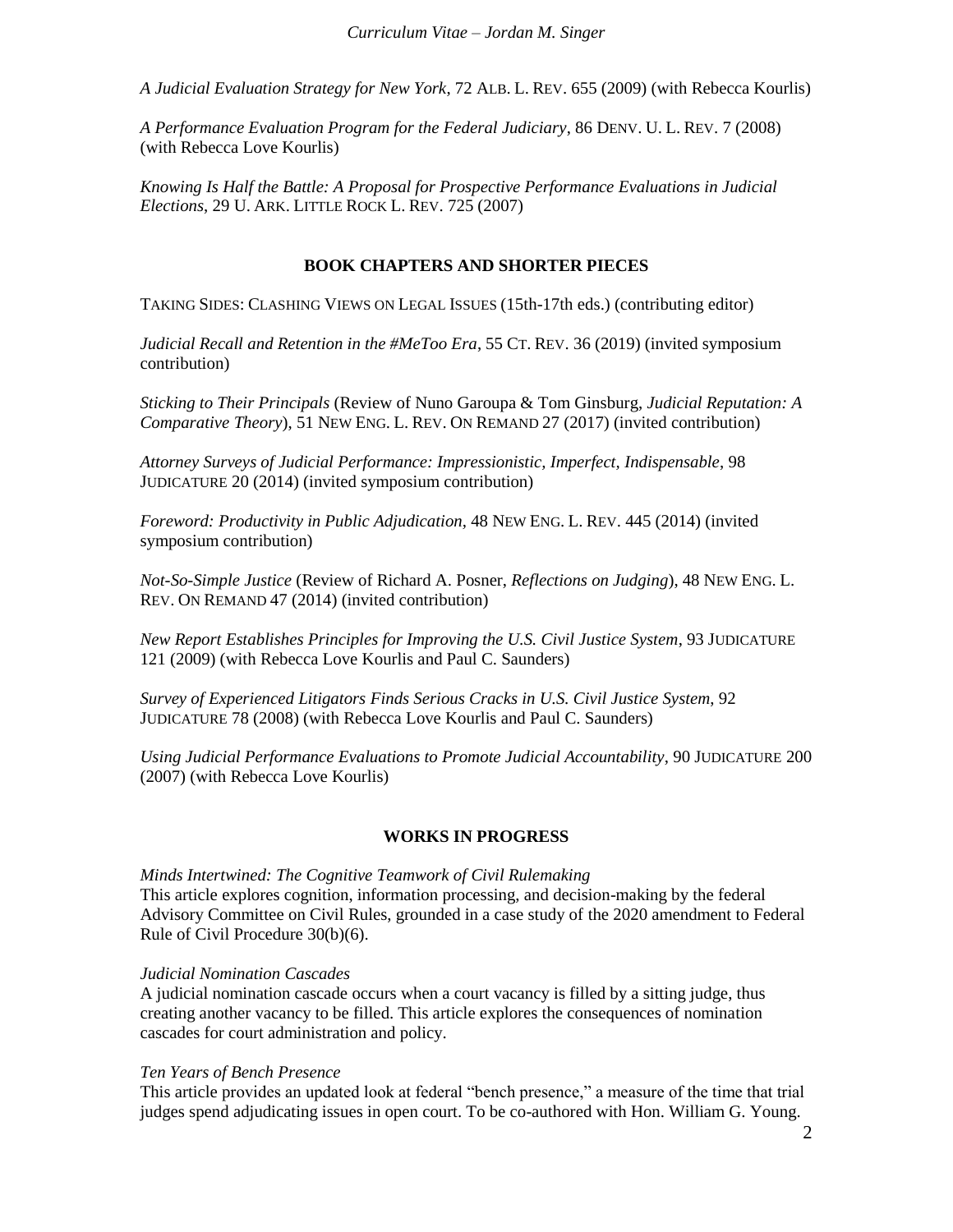*A Judicial Evaluation Strategy for New York*, 72 ALB. L. REV. 655 (2009) (with Rebecca Kourlis)

*A Performance Evaluation Program for the Federal Judiciary*, 86 DENV. U. L. REV. 7 (2008) (with Rebecca Love Kourlis)

*Knowing Is Half the Battle: A Proposal for Prospective Performance Evaluations in Judicial Elections*, 29 U. ARK. LITTLE ROCK L. REV. 725 (2007)

## BOOK CHAPTERS AND SHORTER PIECES

TAKING SIDES: CLASHING VIEWS ON LEGAL ISSUES (15th-17th eds.) (contributing editor)

*Judicial Recall and Retention in the #MeToo Era*, 55 CT. REV. 36 (2019) (invited symposium contribution)

*Sticking to Their Principals* (Review of Nuno Garoupa & Tom Ginsburg, *Judicial Reputation: A Comparative Theory*), 51 NEW ENG. L. REV. ON REMAND 27 (2017) (invited contribution)

*Attorney Surveys of Judicial Performance: Impressionistic, Imperfect, Indispensable*, 98 JUDICATURE 20 (2014) (invited symposium contribution)

*Foreword: Productivity in Public Adjudication*, 48 NEW ENG. L. REV. 445 (2014) (invited symposium contribution)

*Not-So-Simple Justice* (Review of Richard A. Posner, *Reflections on Judging*), 48 NEW ENG. L. REV. ON REMAND 47 (2014) (invited contribution)

*New Report Establishes Principles for Improving the U.S. Civil Justice System*, 93 JUDICATURE 121 (2009) (with Rebecca Love Kourlis and Paul C. Saunders)

*Survey of Experienced Litigators Finds Serious Cracks in U.S. Civil Justice System*, 92 JUDICATURE 78 (2008) (with Rebecca Love Kourlis and Paul C. Saunders)

*Using Judicial Performance Evaluations to Promote Judicial Accountability*, 90 JUDICATURE 200 (2007) (with Rebecca Love Kourlis)

## WORKS IN PROGRESS

*Minds Intertwined: The Cognitive Teamwork of Civil Rulemaking*
This article explores cognition, information processing, and decision-making by the federal Advisory Committee on Civil Rules, grounded in a case study of the 2020 amendment to Federal Rule of Civil Procedure 30(b)(6).

*Judicial Nomination Cascades*
A judicial nomination cascade occurs when a court vacancy is filled by a sitting judge, thus creating another vacancy to be filled. This article explores the consequences of nomination cascades for court administration and policy.

*Ten Years of Bench Presence*
This article provides an updated look at federal "bench presence," a measure of the time that trial judges spend adjudicating issues in open court. To be co-authored with Hon. William G. Young.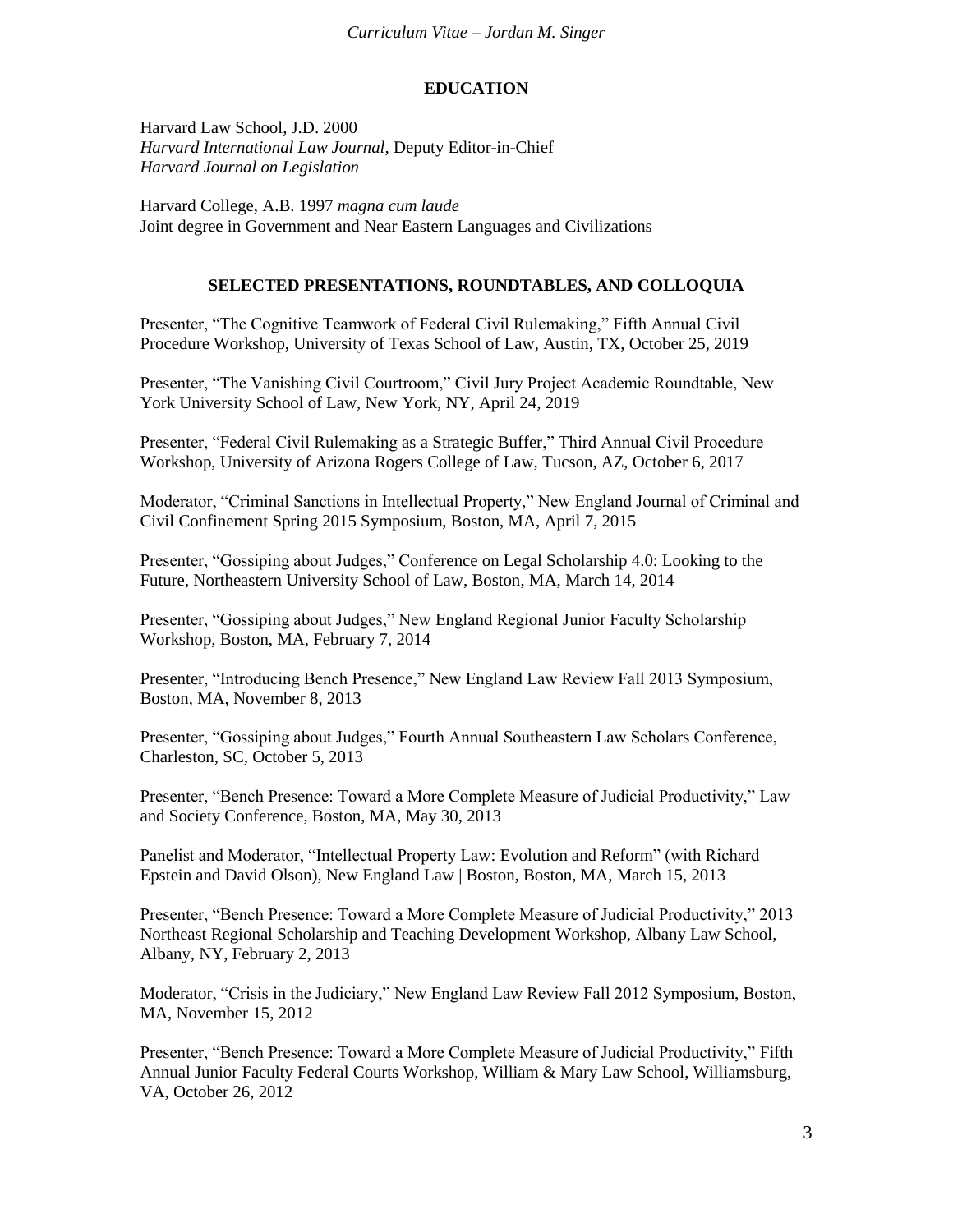## EDUCATION

Harvard Law School, J.D. 2000
*Harvard International Law Journal*, Deputy Editor-in-Chief
*Harvard Journal on Legislation*

Harvard College, A.B. 1997 *magna cum laude*
Joint degree in Government and Near Eastern Languages and Civilizations

## SELECTED PRESENTATIONS, ROUNDTABLES, AND COLLOQUIA

Presenter, "The Cognitive Teamwork of Federal Civil Rulemaking," Fifth Annual Civil Procedure Workshop, University of Texas School of Law, Austin, TX, October 25, 2019

Presenter, "The Vanishing Civil Courtroom," Civil Jury Project Academic Roundtable, New York University School of Law, New York, NY, April 24, 2019

Presenter, "Federal Civil Rulemaking as a Strategic Buffer," Third Annual Civil Procedure Workshop, University of Arizona Rogers College of Law, Tucson, AZ, October 6, 2017

Moderator, "Criminal Sanctions in Intellectual Property," New England Journal of Criminal and Civil Confinement Spring 2015 Symposium, Boston, MA, April 7, 2015

Presenter, "Gossiping about Judges," Conference on Legal Scholarship 4.0: Looking to the Future, Northeastern University School of Law, Boston, MA, March 14, 2014

Presenter, "Gossiping about Judges," New England Regional Junior Faculty Scholarship Workshop, Boston, MA, February 7, 2014

Presenter, "Introducing Bench Presence," New England Law Review Fall 2013 Symposium, Boston, MA, November 8, 2013

Presenter, "Gossiping about Judges," Fourth Annual Southeastern Law Scholars Conference, Charleston, SC, October 5, 2013

Presenter, "Bench Presence: Toward a More Complete Measure of Judicial Productivity," Law and Society Conference, Boston, MA, May 30, 2013

Panelist and Moderator, "Intellectual Property Law: Evolution and Reform" (with Richard Epstein and David Olson), New England Law | Boston, Boston, MA, March 15, 2013

Presenter, "Bench Presence: Toward a More Complete Measure of Judicial Productivity," 2013 Northeast Regional Scholarship and Teaching Development Workshop, Albany Law School, Albany, NY, February 2, 2013

Moderator, "Crisis in the Judiciary," New England Law Review Fall 2012 Symposium, Boston, MA, November 15, 2012

Presenter, "Bench Presence: Toward a More Complete Measure of Judicial Productivity," Fifth Annual Junior Faculty Federal Courts Workshop, William & Mary Law School, Williamsburg, VA, October 26, 2012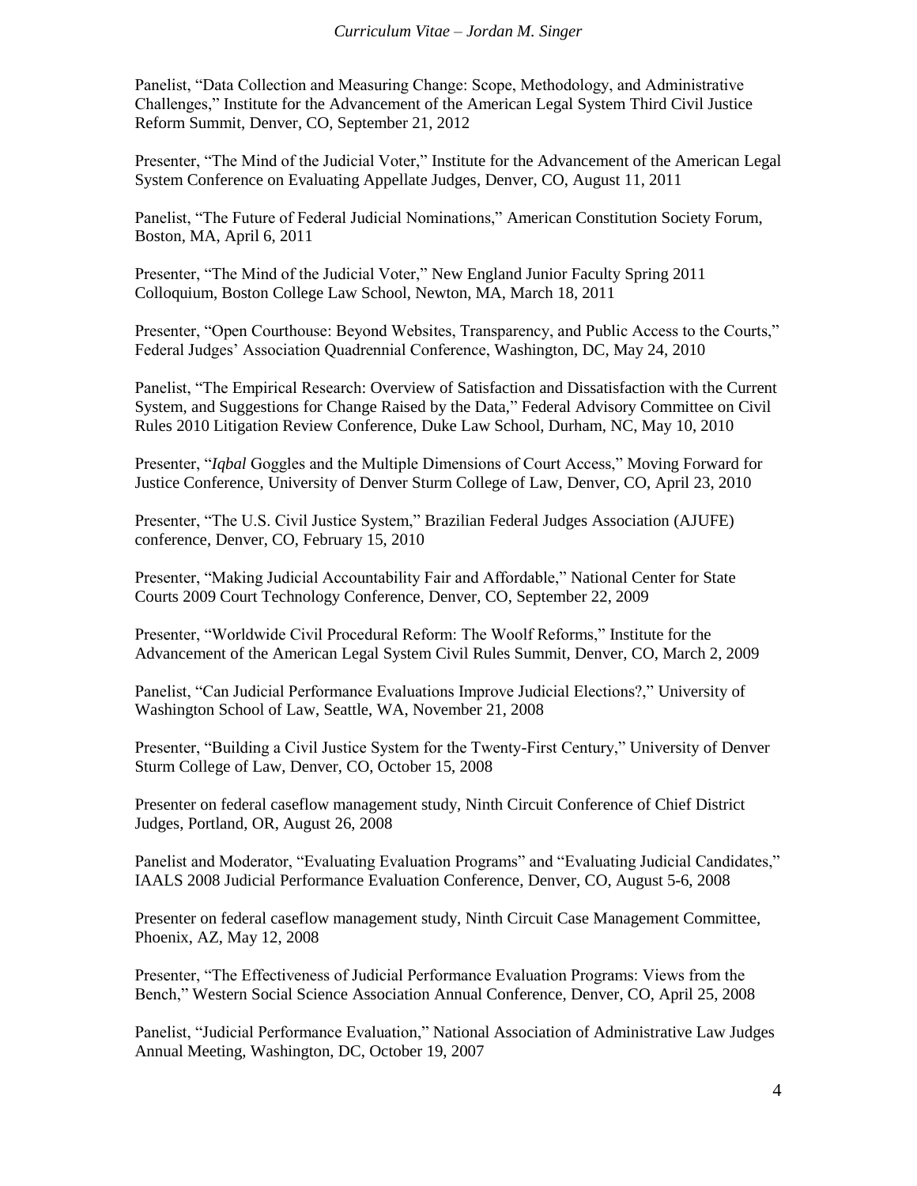Panelist, "Data Collection and Measuring Change: Scope, Methodology, and Administrative Challenges," Institute for the Advancement of the American Legal System Third Civil Justice Reform Summit, Denver, CO, September 21, 2012

Presenter, "The Mind of the Judicial Voter," Institute for the Advancement of the American Legal System Conference on Evaluating Appellate Judges, Denver, CO, August 11, 2011

Panelist, "The Future of Federal Judicial Nominations," American Constitution Society Forum, Boston, MA, April 6, 2011

Presenter, "The Mind of the Judicial Voter," New England Junior Faculty Spring 2011 Colloquium, Boston College Law School, Newton, MA, March 18, 2011

Presenter, "Open Courthouse: Beyond Websites, Transparency, and Public Access to the Courts," Federal Judges' Association Quadrennial Conference, Washington, DC, May 24, 2010

Panelist, "The Empirical Research: Overview of Satisfaction and Dissatisfaction with the Current System, and Suggestions for Change Raised by the Data," Federal Advisory Committee on Civil Rules 2010 Litigation Review Conference, Duke Law School, Durham, NC, May 10, 2010

Presenter, "*Iqbal* Goggles and the Multiple Dimensions of Court Access," Moving Forward for Justice Conference, University of Denver Sturm College of Law, Denver, CO, April 23, 2010

Presenter, "The U.S. Civil Justice System," Brazilian Federal Judges Association (AJUFE) conference, Denver, CO, February 15, 2010

Presenter, "Making Judicial Accountability Fair and Affordable," National Center for State Courts 2009 Court Technology Conference, Denver, CO, September 22, 2009

Presenter, "Worldwide Civil Procedural Reform: The Woolf Reforms," Institute for the Advancement of the American Legal System Civil Rules Summit, Denver, CO, March 2, 2009

Panelist, "Can Judicial Performance Evaluations Improve Judicial Elections?," University of Washington School of Law, Seattle, WA, November 21, 2008

Presenter, "Building a Civil Justice System for the Twenty-First Century," University of Denver Sturm College of Law, Denver, CO, October 15, 2008

Presenter on federal caseflow management study, Ninth Circuit Conference of Chief District Judges, Portland, OR, August 26, 2008

Panelist and Moderator, "Evaluating Evaluation Programs" and "Evaluating Judicial Candidates," IAALS 2008 Judicial Performance Evaluation Conference, Denver, CO, August 5-6, 2008

Presenter on federal caseflow management study, Ninth Circuit Case Management Committee, Phoenix, AZ, May 12, 2008

Presenter, "The Effectiveness of Judicial Performance Evaluation Programs: Views from the Bench," Western Social Science Association Annual Conference, Denver, CO, April 25, 2008

Panelist, "Judicial Performance Evaluation," National Association of Administrative Law Judges Annual Meeting, Washington, DC, October 19, 2007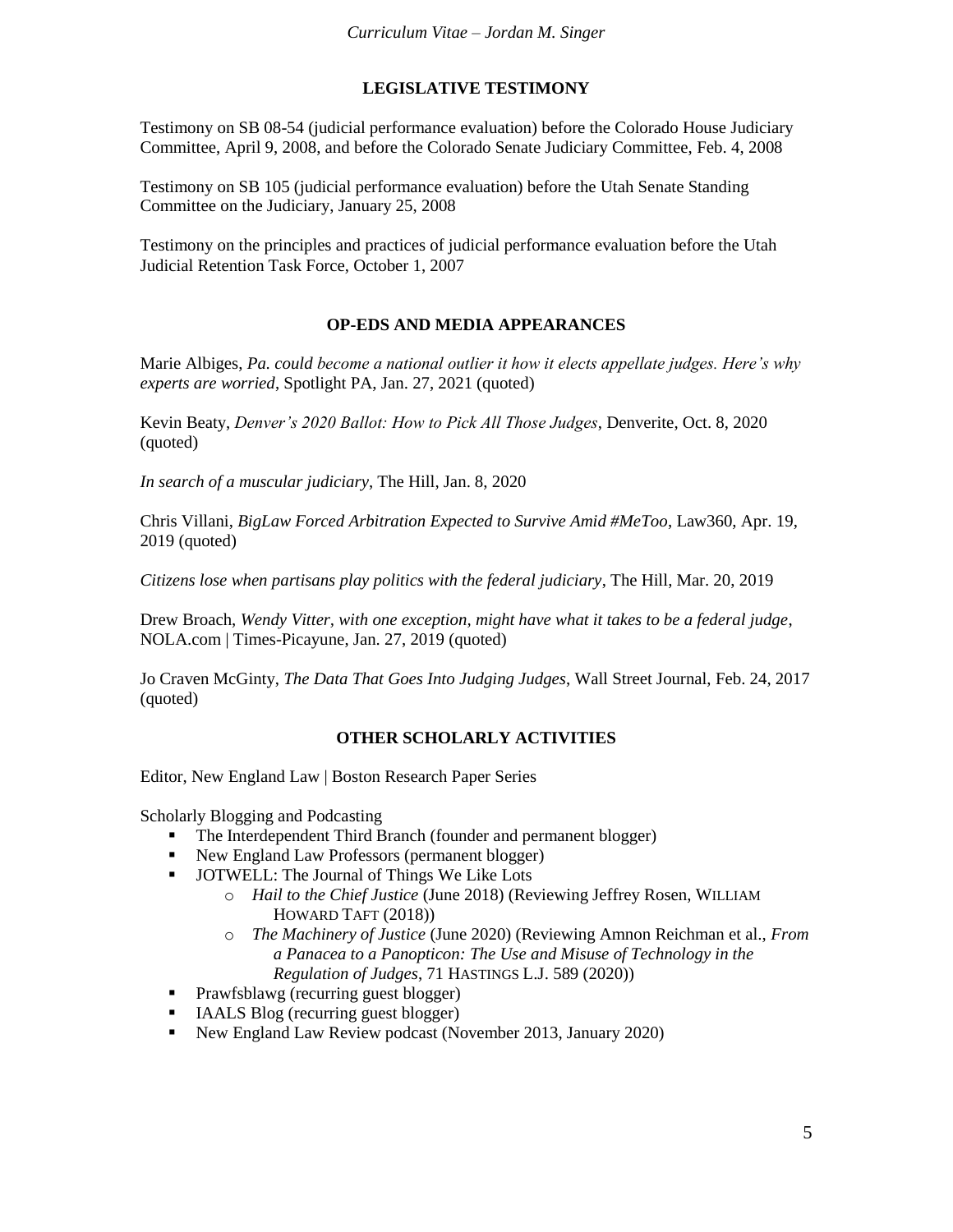## LEGISLATIVE TESTIMONY

Testimony on SB 08-54 (judicial performance evaluation) before the Colorado House Judiciary Committee, April 9, 2008, and before the Colorado Senate Judiciary Committee, Feb. 4, 2008

Testimony on SB 105 (judicial performance evaluation) before the Utah Senate Standing Committee on the Judiciary, January 25, 2008

Testimony on the principles and practices of judicial performance evaluation before the Utah Judicial Retention Task Force, October 1, 2007

## OP-EDS AND MEDIA APPEARANCES

Marie Albiges, *Pa. could become a national outlier it how it elects appellate judges. Here's why experts are worried*, Spotlight PA, Jan. 27, 2021 (quoted)

Kevin Beaty, *Denver's 2020 Ballot: How to Pick All Those Judges*, Denverite, Oct. 8, 2020 (quoted)

*In search of a muscular judiciary*, The Hill, Jan. 8, 2020

Chris Villani, *BigLaw Forced Arbitration Expected to Survive Amid #MeToo*, Law360, Apr. 19, 2019 (quoted)

*Citizens lose when partisans play politics with the federal judiciary*, The Hill, Mar. 20, 2019

Drew Broach, *Wendy Vitter, with one exception, might have what it takes to be a federal judge*, NOLA.com | Times-Picayune, Jan. 27, 2019 (quoted)

Jo Craven McGinty, *The Data That Goes Into Judging Judges*, Wall Street Journal, Feb. 24, 2017 (quoted)

## OTHER SCHOLARLY ACTIVITIES

Editor, New England Law | Boston Research Paper Series

Scholarly Blogging and Podcasting

- The Interdependent Third Branch (founder and permanent blogger)
- New England Law Professors (permanent blogger)
- JOTWELL: The Journal of Things We Like Lots
    - *Hail to the Chief Justice* (June 2018) (Reviewing Jeffrey Rosen, WILLIAM HOWARD TAFT (2018))
    - *The Machinery of Justice* (June 2020) (Reviewing Amnon Reichman et al., *From a Panacea to a Panopticon: The Use and Misuse of Technology in the Regulation of Judges*, 71 HASTINGS L.J. 589 (2020))
- Prawfsblawg (recurring guest blogger)
- IAALS Blog (recurring guest blogger)
- New England Law Review podcast (November 2013, January 2020)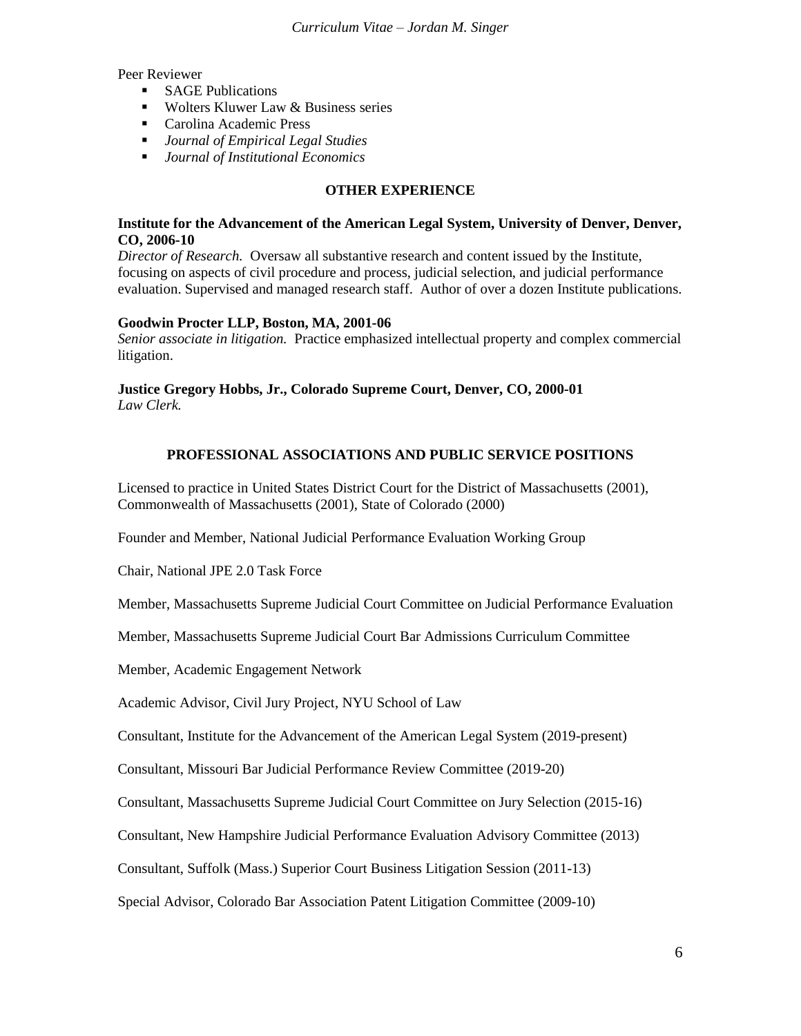Peer Reviewer

- SAGE Publications
- Wolters Kluwer Law & Business series
- Carolina Academic Press
- *Journal of Empirical Legal Studies*
- *Journal of Institutional Economics*

## OTHER EXPERIENCE

**Institute for the Advancement of the American Legal System, University of Denver, Denver, CO, 2006-10**
*Director of Research.* Oversaw all substantive research and content issued by the Institute, focusing on aspects of civil procedure and process, judicial selection, and judicial performance evaluation. Supervised and managed research staff. Author of over a dozen Institute publications.

**Goodwin Procter LLP, Boston, MA, 2001-06**
*Senior associate in litigation.* Practice emphasized intellectual property and complex commercial litigation.

**Justice Gregory Hobbs, Jr., Colorado Supreme Court, Denver, CO, 2000-01**
*Law Clerk.*

## PROFESSIONAL ASSOCIATIONS AND PUBLIC SERVICE POSITIONS

Licensed to practice in United States District Court for the District of Massachusetts (2001), Commonwealth of Massachusetts (2001), State of Colorado (2000)

Founder and Member, National Judicial Performance Evaluation Working Group

Chair, National JPE 2.0 Task Force

Member, Massachusetts Supreme Judicial Court Committee on Judicial Performance Evaluation

Member, Massachusetts Supreme Judicial Court Bar Admissions Curriculum Committee

Member, Academic Engagement Network

Academic Advisor, Civil Jury Project, NYU School of Law

Consultant, Institute for the Advancement of the American Legal System (2019-present)

Consultant, Missouri Bar Judicial Performance Review Committee (2019-20)

Consultant, Massachusetts Supreme Judicial Court Committee on Jury Selection (2015-16)

Consultant, New Hampshire Judicial Performance Evaluation Advisory Committee (2013)

Consultant, Suffolk (Mass.) Superior Court Business Litigation Session (2011-13)

Special Advisor, Colorado Bar Association Patent Litigation Committee (2009-10)